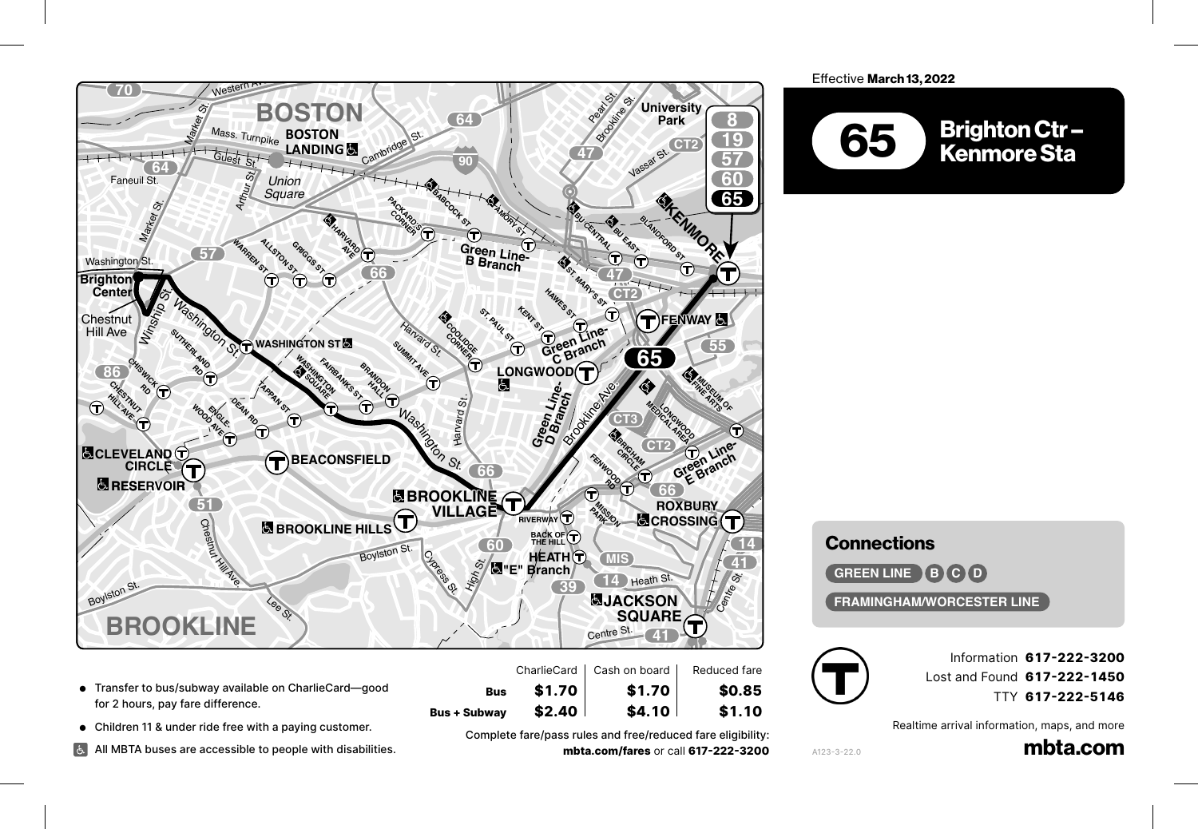Effective **March 13, 2022**

# 65 Brighton Ctr – Kenmore Sta

## Connections

GREEN LINE B C D

FRAMINGHAM/WORCESTER LINE

- Transfer to bus/subway available on CharlieCard—good for 2 hours, pay fare difference.
- Children 11 & under ride free with a paying customer.
- All MBTA buses are accessible to people with disabilities.

| | CharlieCard | Cash on board | Reduced fare |
|---|---|---|---|
| **Bus** | **$1.70** | **$1.70** | **$0.85** |
| **Bus + Subway** | **$2.40** | **$4.10** | **$1.10** |

Complete fare/pass rules and free/reduced fare eligibility: **mbta.com/fares** or call **617-222-3200**

Information **617-222-3200**

Lost and Found **617-222-1450**

TTY **617-222-5146**

Realtime arrival information, maps, and more

**mbta.com**

A123-3-22.0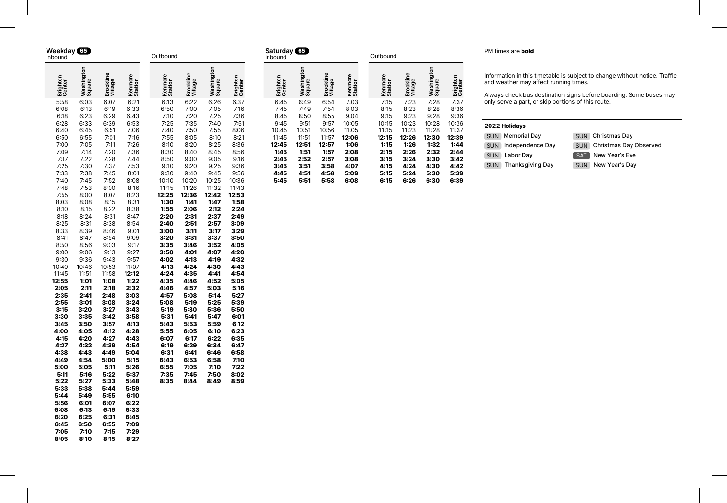## Weekday 65

### Inbound

| Brighton Center | Washington Square | Brookline Village | Kenmore Station |
|---|---|---|---|
| 5:58 | 6:03 | 6:07 | 6:21 |
| 6:08 | 6:13 | 6:19 | 6:33 |
| 6:18 | 6:23 | 6:29 | 6:43 |
| 6:28 | 6:33 | 6:39 | 6:53 |
| 6:40 | 6:45 | 6:51 | 7:06 |
| 6:50 | 6:55 | 7:01 | 7:16 |
| 7:00 | 7:05 | 7:11 | 7:26 |
| 7:09 | 7:14 | 7:20 | 7:36 |
| 7:17 | 7:22 | 7:28 | 7:44 |
| 7:25 | 7:30 | 7:37 | 7:53 |
| 7:33 | 7:38 | 7:45 | 8:01 |
| 7:40 | 7:45 | 7:52 | 8:08 |
| 7:48 | 7:53 | 8:00 | 8:16 |
| 7:55 | 8:00 | 8:07 | 8:23 |
| 8:03 | 8:08 | 8:15 | 8:31 |
| 8:10 | 8:15 | 8:22 | 8:38 |
| 8:18 | 8:24 | 8:31 | 8:47 |
| 8:25 | 8:31 | 8:38 | 8:54 |
| 8:33 | 8:39 | 8:46 | 9:01 |
| 8:41 | 8:47 | 8:54 | 9:09 |
| 8:50 | 8:56 | 9:03 | 9:17 |
| 9:00 | 9:06 | 9:13 | 9:27 |
| 9:30 | 9:36 | 9:43 | 9:57 |
| 10:40 | 10:46 | 10:53 | 11:07 |
| 11:45 | 11:51 | 11:58 | **12:12** |
| **12:55** | **1:01** | **1:08** | **1:22** |
| **2:05** | **2:11** | **2:18** | **2:32** |
| **2:35** | **2:41** | **2:48** | **3:03** |
| **2:55** | **3:01** | **3:08** | **3:24** |
| **3:15** | **3:20** | **3:27** | **3:43** |
| **3:30** | **3:35** | **3:42** | **3:58** |
| **3:45** | **3:50** | **3:57** | **4:13** |
| **4:00** | **4:05** | **4:12** | **4:28** |
| **4:15** | **4:20** | **4:27** | **4:43** |
| **4:27** | **4:32** | **4:39** | **4:54** |
| **4:38** | **4:43** | **4:49** | **5:04** |
| **4:49** | **4:54** | **5:00** | **5:15** |
| **5:00** | **5:05** | **5:11** | **5:26** |
| **5:11** | **5:16** | **5:22** | **5:37** |
| **5:22** | **5:27** | **5:33** | **5:48** |
| **5:33** | **5:38** | **5:44** | **5:59** |
| **5:44** | **5:49** | **5:55** | **6:10** |
| **5:56** | **6:01** | **6:07** | **6:22** |
| **6:08** | **6:13** | **6:19** | **6:33** |
| **6:20** | **6:25** | **6:31** | **6:45** |
| **6:45** | **6:50** | **6:55** | **7:09** |
| **7:05** | **7:10** | **7:15** | **7:29** |
| **8:05** | **8:10** | **8:15** | **8:27** |

### Outbound

| Kenmore Station | Brookline Village | Washington Square | Brighton Center |
|---|---|---|---|
| 6:13 | 6:22 | 6:26 | 6:37 |
| 6:50 | 7:00 | 7:05 | 7:16 |
| 7:10 | 7:20 | 7:25 | 7:36 |
| 7:25 | 7:35 | 7:40 | 7:51 |
| 7:40 | 7:50 | 7:55 | 8:06 |
| 7:55 | 8:05 | 8:10 | 8:21 |
| 8:10 | 8:20 | 8:25 | 8:36 |
| 8:30 | 8:40 | 8:45 | 8:56 |
| 8:50 | 9:00 | 9:05 | 9:16 |
| 9:10 | 9:20 | 9:25 | 9:36 |
| 9:30 | 9:40 | 9:45 | 9:56 |
| 10:10 | 10:20 | 10:25 | 10:36 |
| 11:15 | 11:26 | 11:32 | 11:43 |
| **12:25** | **12:36** | **12:42** | **12:53** |
| **1:30** | **1:41** | **1:47** | **1:58** |
| **1:55** | **2:06** | **2:12** | **2:24** |
| **2:20** | **2:31** | **2:37** | **2:49** |
| **2:40** | **2:51** | **2:57** | **3:09** |
| **3:00** | **3:11** | **3:17** | **3:29** |
| **3:20** | **3:31** | **3:37** | **3:50** |
| **3:35** | **3:46** | **3:52** | **4:05** |
| **3:50** | **4:01** | **4:07** | **4:20** |
| **4:02** | **4:13** | **4:19** | **4:32** |
| **4:13** | **4:24** | **4:30** | **4:43** |
| **4:24** | **4:35** | **4:41** | **4:54** |
| **4:35** | **4:46** | **4:52** | **5:05** |
| **4:46** | **4:57** | **5:03** | **5:16** |
| **4:57** | **5:08** | **5:14** | **5:27** |
| **5:08** | **5:19** | **5:25** | **5:39** |
| **5:19** | **5:30** | **5:36** | **5:50** |
| **5:31** | **5:41** | **5:47** | **6:01** |
| **5:43** | **5:53** | **5:59** | **6:12** |
| **5:55** | **6:05** | **6:10** | **6:23** |
| **6:07** | **6:17** | **6:22** | **6:35** |
| **6:19** | **6:29** | **6:34** | **6:47** |
| **6:31** | **6:41** | **6:46** | **6:58** |
| **6:43** | **6:53** | **6:58** | **7:10** |
| **6:55** | **7:05** | **7:10** | **7:22** |
| **7:35** | **7:45** | **7:50** | **8:02** |
| **8:35** | **8:44** | **8:49** | **8:59** |

## Saturday 65

### Inbound

| Brighton Center | Washington Square | Brookline Village | Kenmore Station |
|---|---|---|---|
| 6:45 | 6:49 | 6:54 | 7:03 |
| 7:45 | 7:49 | 7:54 | 8:03 |
| 8:45 | 8:50 | 8:55 | 9:04 |
| 9:45 | 9:51 | 9:57 | 10:05 |
| 10:45 | 10:51 | 10:56 | 11:05 |
| 11:45 | 11:51 | 11:57 | **12:06** |
| **12:45** | **12:51** | **12:57** | **1:06** |
| **1:45** | **1:51** | **1:57** | **2:08** |
| **2:45** | **2:52** | **2:57** | **3:08** |
| **3:45** | **3:51** | **3:58** | **4:07** |
| **4:45** | **4:51** | **4:58** | **5:09** |
| **5:45** | **5:51** | **5:58** | **6:08** |

### Outbound

| Kenmore Station | Brookline Village | Washington Square | Brighton Center |
|---|---|---|---|
| 7:15 | 7:23 | 7:28 | 7:37 |
| 8:15 | 8:23 | 8:28 | 8:36 |
| 9:15 | 9:23 | 9:28 | 9:36 |
| 10:15 | 10:23 | 10:28 | 10:36 |
| 11:15 | 11:23 | 11:28 | 11:37 |
| **12:15** | **12:26** | **12:30** | **12:39** |
| **1:15** | **1:26** | **1:32** | **1:44** |
| **2:15** | **2:26** | **2:32** | **2:44** |
| **3:15** | **3:24** | **3:30** | **3:42** |
| **4:15** | **4:24** | **4:30** | **4:42** |
| **5:15** | **5:24** | **5:30** | **5:39** |
| **6:15** | **6:26** | **6:30** | **6:39** |

PM times are **bold**

Information in this timetable is subject to change without notice. Traffic and weather may affect running times.

Always check bus destination signs before boarding. Some buses may only serve a part, or skip portions of this route.

### 2022 Holidays

- SUN Memorial Day
- SUN Independence Day
- SUN Labor Day
- SUN Thanksgiving Day
- SUN Christmas Day
- SUN Christmas Day Observed
- SAT New Year's Eve
- SUN New Year's Day